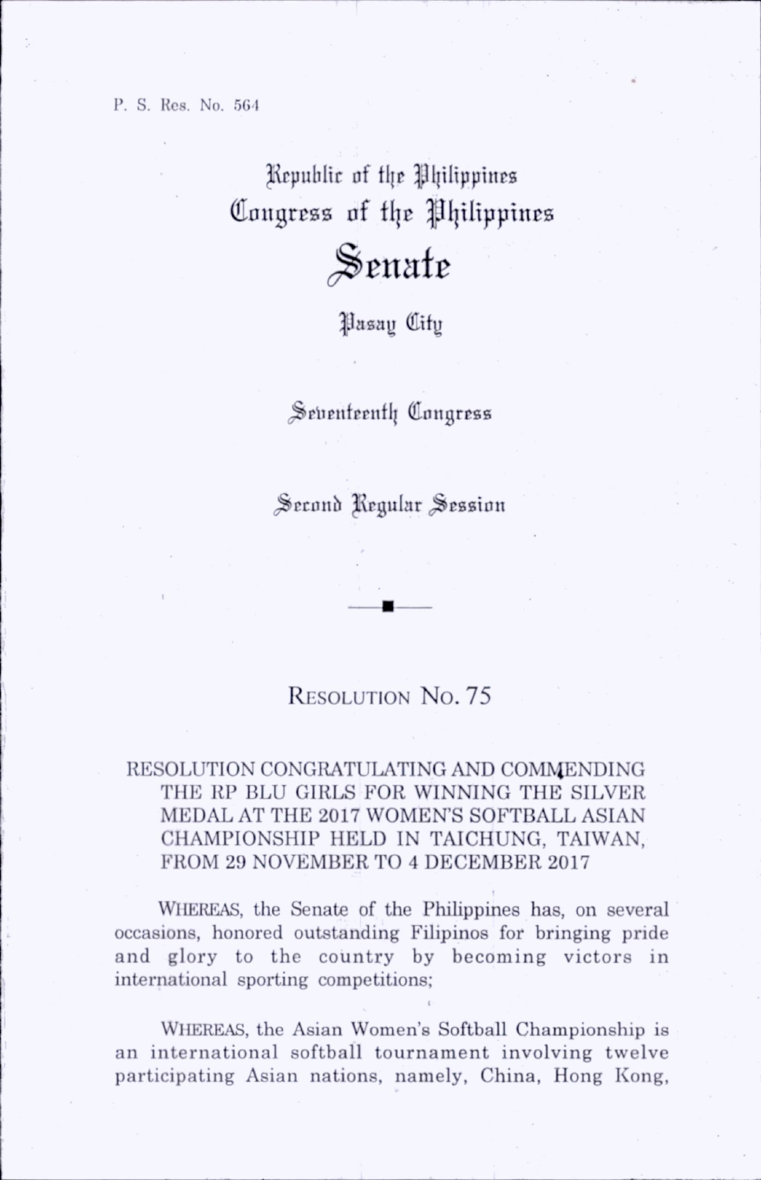P. S. Res. No. 564

# Republic of the Philippines
# Congress of the Philippines
# Senate

Pasay City

Seventeenth Congress

Second Regular Session

---

## Resolution No. 75

**RESOLUTION CONGRATULATING AND COMMENDING THE RP BLU GIRLS FOR WINNING THE SILVER MEDAL AT THE 2017 WOMEN'S SOFTBALL ASIAN CHAMPIONSHIP HELD IN TAICHUNG, TAIWAN, FROM 29 NOVEMBER TO 4 DECEMBER 2017**

WHEREAS, the Senate of the Philippines has, on several occasions, honored outstanding Filipinos for bringing pride and glory to the country by becoming victors in international sporting competitions;

WHEREAS, the Asian Women's Softball Championship is an international softball tournament involving twelve participating Asian nations, namely, China, Hong Kong,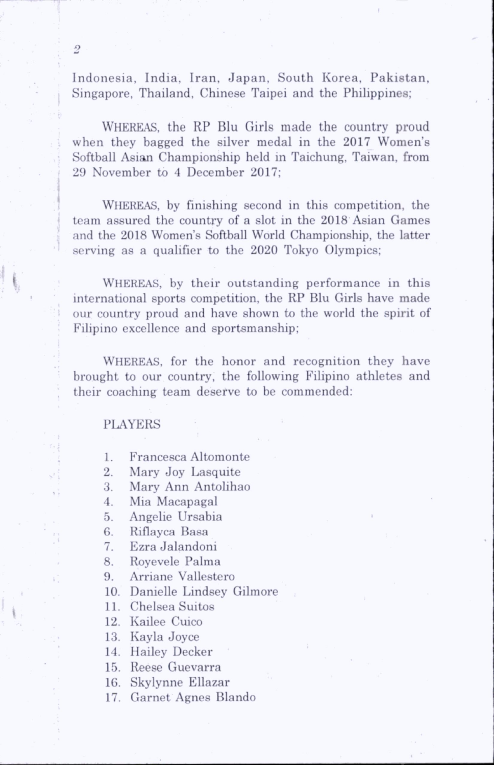Indonesia, India, Iran, Japan, South Korea, Pakistan, Singapore, Thailand, Chinese Taipei and the Philippines;

WHEREAS, the RP Blu Girls made the country proud when they bagged the silver medal in the 2017 Women's Softball Asian Championship held in Taichung, Taiwan, from 29 November to 4 December 2017;

WHEREAS, by finishing second in this competition, the team assured the country of a slot in the 2018 Asian Games and the 2018 Women's Softball World Championship, the latter serving as a qualifier to the 2020 Tokyo Olympics;

WHEREAS, by their outstanding performance in this international sports competition, the RP Blu Girls have made our country proud and have shown to the world the spirit of Filipino excellence and sportsmanship;

WHEREAS, for the honor and recognition they have brought to our country, the following Filipino athletes and their coaching team deserve to be commended:

PLAYERS

1. Francesca Altomonte
2. Mary Joy Lasquite
3. Mary Ann Antolihao
4. Mia Macapagal
5. Angelie Ursabia
6. Riflayca Basa
7. Ezra Jalandoni
8. Royevele Palma
9. Arriane Vallestero
10. Danielle Lindsey Gilmore
11. Chelsea Suitos
12. Kailee Cuico
13. Kayla Joyce
14. Hailey Decker
15. Reese Guevarra
16. Skylynne Ellazar
17. Garnet Agnes Blando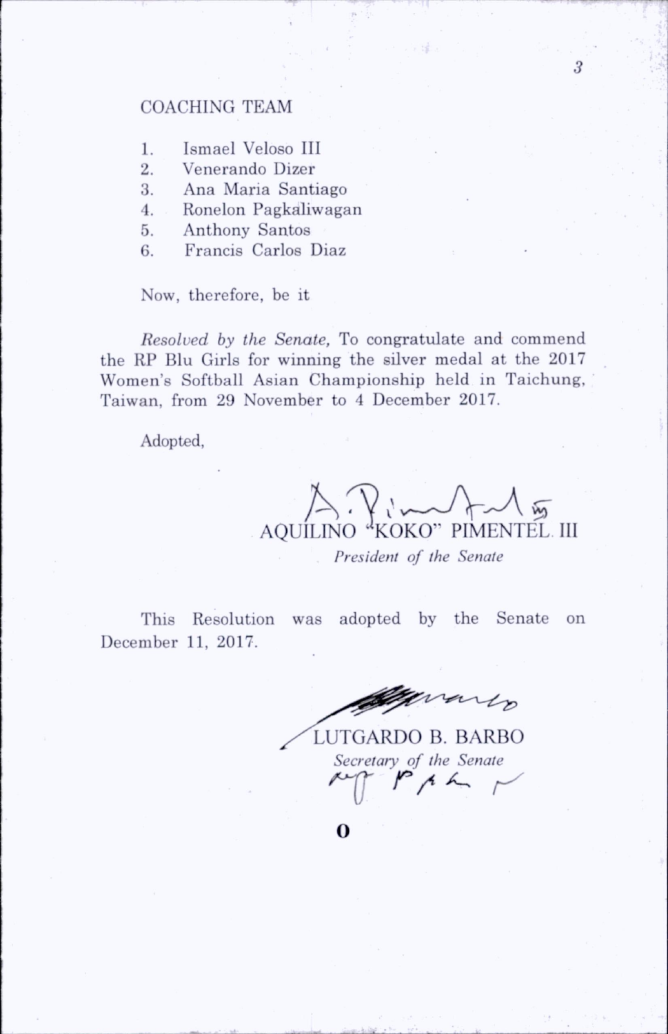COACHING TEAM

1. Ismael Veloso III
2. Venerando Dizer
3. Ana Maria Santiago
4. Ronelon Pagkaliwagan
5. Anthony Santos
6. Francis Carlos Diaz

Now, therefore, be it

*Resolved by the Senate,* To congratulate and commend the RP Blu Girls for winning the silver medal at the 2017 Women's Softball Asian Championship held in Taichung, Taiwan, from 29 November to 4 December 2017.

Adopted,

AQUILINO "KOKO" PIMENTEL III
*President of the Senate*

This Resolution was adopted by the Senate on December 11, 2017.

LUTGARDO B. BARBO
*Secretary of the Senate*

O